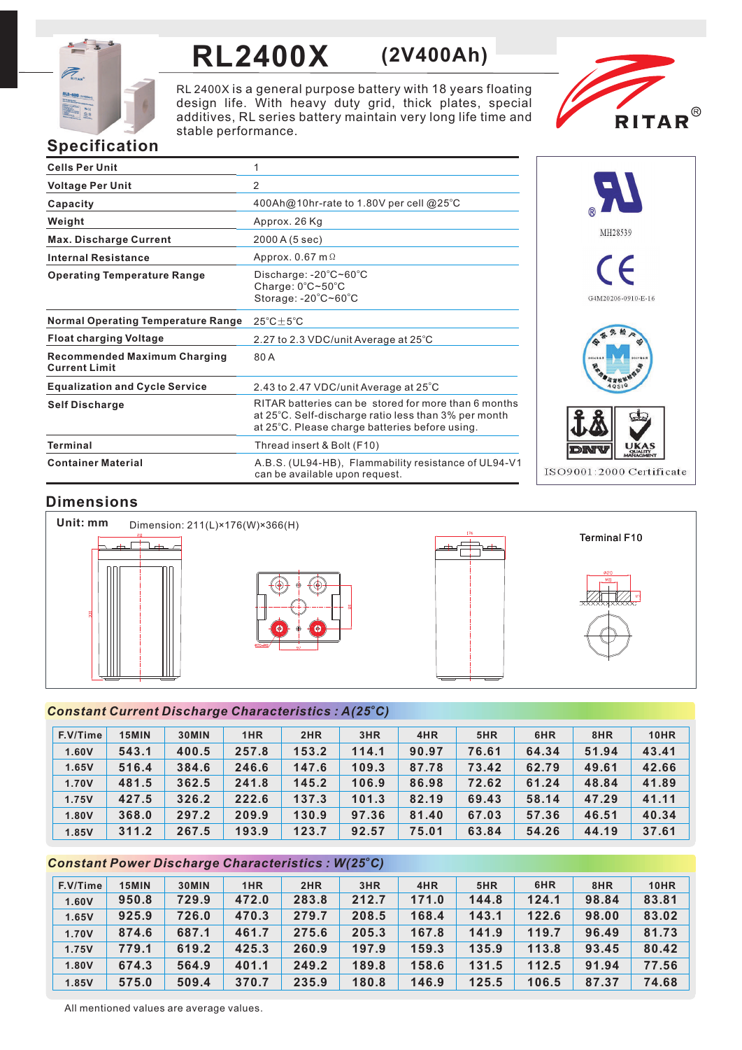# RL2400X (2V400Ah)

RL 2400X is a general purpose battery with 18 years floating design life. With heavy duty grid, thick plates, special additives, RL series battery maintain very long life time and stable performance.

RITAR®

## Specification

| | |
|---|---|
| **Cells Per Unit** | 1 |
| **Voltage Per Unit** | 2 |
| **Capacity** | 400Ah@10hr-rate to 1.80V per cell @25°C |
| **Weight** | Approx. 26 Kg |
| **Max. Discharge Current** | 2000 A (5 sec) |
| **Internal Resistance** | Approx. 0.67 mΩ |
| **Operating Temperature Range** | Discharge: -20°C~60°C<br>Charge: 0°C~50°C<br>Storage: -20°C~60°C |
| **Normal Operating Temperature Range** | 25°C±5°C |
| **Float charging Voltage** | 2.27 to 2.3 VDC/unit Average at 25°C |
| **Recommended Maximum Charging Current Limit** | 80 A |
| **Equalization and Cycle Service** | 2.43 to 2.47 VDC/unit Average at 25°C |
| **Self Discharge** | RITAR batteries can be stored for more than 6 months at 25°C. Self-discharge ratio less than 3% per month at 25°C. Please charge batteries before using. |
| **Terminal** | Thread insert & Bolt (F10) |
| **Container Material** | A.B.S. (UL94-HB), Flammability resistance of UL94-V1 can be available upon request. |

MH28539

G4M20206-0910-E-16

ISO9001:2000 Certificate

## Dimensions

**Unit: mm** Dimension: 211(L)×176(W)×366(H)

Terminal F10

### *Constant Current Discharge Characteristics : A(25°C)*

| F.V/Time | 15MIN | 30MIN | 1HR | 2HR | 3HR | 4HR | 5HR | 6HR | 8HR | 10HR |
|---|---|---|---|---|---|---|---|---|---|---|
| 1.60V | 543.1 | 400.5 | 257.8 | 153.2 | 114.1 | 90.97 | 76.61 | 64.34 | 51.94 | 43.41 |
| 1.65V | 516.4 | 384.6 | 246.6 | 147.6 | 109.3 | 87.78 | 73.42 | 62.79 | 49.61 | 42.66 |
| 1.70V | 481.5 | 362.5 | 241.8 | 145.2 | 106.9 | 86.98 | 72.62 | 61.24 | 48.84 | 41.89 |
| 1.75V | 427.5 | 326.2 | 222.6 | 137.3 | 101.3 | 82.19 | 69.43 | 58.14 | 47.29 | 41.11 |
| 1.80V | 368.0 | 297.2 | 209.9 | 130.9 | 97.36 | 81.40 | 67.03 | 57.36 | 46.51 | 40.34 |
| 1.85V | 311.2 | 267.5 | 193.9 | 123.7 | 92.57 | 75.01 | 63.84 | 54.26 | 44.19 | 37.61 |

### *Constant Power Discharge Characteristics : W(25°C)*

| F.V/Time | 15MIN | 30MIN | 1HR | 2HR | 3HR | 4HR | 5HR | 6HR | 8HR | 10HR |
|---|---|---|---|---|---|---|---|---|---|---|
| 1.60V | 950.8 | 729.9 | 472.0 | 283.8 | 212.7 | 171.0 | 144.8 | 124.1 | 98.84 | 83.81 |
| 1.65V | 925.9 | 726.0 | 470.3 | 279.7 | 208.5 | 168.4 | 143.1 | 122.6 | 98.00 | 83.02 |
| 1.70V | 874.6 | 687.1 | 461.7 | 275.6 | 205.3 | 167.8 | 141.9 | 119.7 | 96.49 | 81.73 |
| 1.75V | 779.1 | 619.2 | 425.3 | 260.9 | 197.9 | 159.3 | 135.9 | 113.8 | 93.45 | 80.42 |
| 1.80V | 674.3 | 564.9 | 401.1 | 249.2 | 189.8 | 158.6 | 131.5 | 112.5 | 91.94 | 77.56 |
| 1.85V | 575.0 | 509.4 | 370.7 | 235.9 | 180.8 | 146.9 | 125.5 | 106.5 | 87.37 | 74.68 |

All mentioned values are average values.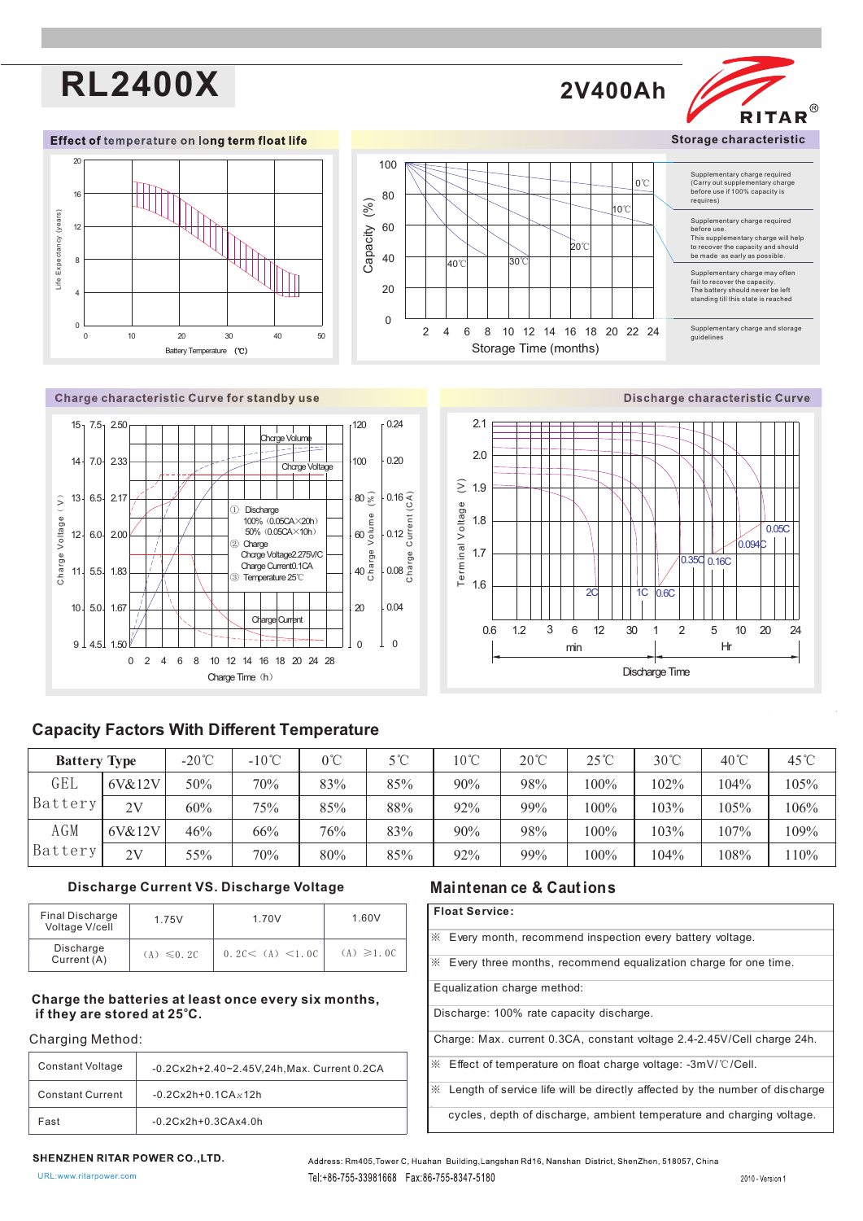# RL2400X

## 2V400Ah

RITAR®

### Effect of temperature on long term float life

Life Expectancy (years)

20
16
12
8
4
0

0 10 20 30 40 50

Battery Temperature (℃)

### Storage characteristic

Capacity (%)

100
80
60
40
20
0

2 4 6 8 10 12 14 16 18 20 22 24

Storage Time (months)

0℃
10℃
20℃
30℃
40℃

Supplementary charge required (Carry out supplementary charge before use if 100% capacity is requires)

Supplementary charge required before use. This supplementary charge will help to recover the capacity and should be made as early as possible.

Supplementary charge may often fail to recover the capacity. The battery should never be left standing till this state is reached

Supplementary charge and storage guidelines

### Charge characteristic Curve for standby use

Charge Voltage (V)

15 7.5 2.50
14 7.0 2.33
13 6.5 2.17
12 6.0 2.00
11 5.5 1.83
10 5.0 1.67
9 4.5 1.50

Charge Volume (%)

120 100 80 60 40 20 0

Charge Current (CA)

0.24 0.20 0.16 0.12 0.08 0.04 0

0 2 4 6 8 10 12 14 16 18 20 24 28

Charge Time (h)

Charge Volume
Charge Voltage
Charge Current

① Discharge
100% (0.05CA×20h)
50% (0.05CA×10h)
② Charge
Charge Voltage2.275V/C
Charge Current0.1CA
③ Temperature 25℃

### Discharge characteristic Curve

Terminal Voltage (V)

2.1 2.0 1.9 1.8 1.7 1.6

0.6 1.2 3 6 12 30 1 2 5 10 20 24

min Hr

Discharge Time

2C 1C 0.6C 0.35C 0.16C 0.094C 0.05C

## Capacity Factors With Different Temperature

| Battery Type | | -20℃ | -10℃ | 0℃ | 5℃ | 10℃ | 20℃ | 25℃ | 30℃ | 40℃ | 45℃ |
|---|---|---|---|---|---|---|---|---|---|---|---|
| GEL Battery | 6V&12V | 50% | 70% | 83% | 85% | 90% | 98% | 100% | 102% | 104% | 105% |
| | 2V | 60% | 75% | 85% | 88% | 92% | 99% | 100% | 103% | 105% | 106% |
| AGM Battery | 6V&12V | 46% | 66% | 76% | 83% | 90% | 98% | 100% | 103% | 107% | 109% |
| | 2V | 55% | 70% | 80% | 85% | 92% | 99% | 100% | 104% | 108% | 110% |

### Discharge Current VS. Discharge Voltage

| Final Discharge Voltage V/cell | 1.75V | 1.70V | 1.60V |
|---|---|---|---|
| Discharge Current (A) | (A) ≤0.2C | 0.2C< (A) <1.0C | (A) ≥1.0C |

**Charge the batteries at least once every six months, if they are stored at 25°C.**

Charging Method:

| | |
|---|---|
| Constant Voltage | -0.2Cx2h+2.40~2.45V,24h,Max. Current 0.2CA |
| Constant Current | -0.2Cx2h+0.1CAx12h |
| Fast | -0.2Cx2h+0.3CAx4.0h |

### Maintenance & Cautions

**Float Service:**

※ Every month, recommend inspection every battery voltage.

※ Every three months, recommend equalization charge for one time.

Equalization charge method:

Discharge: 100% rate capacity discharge.

Charge: Max. current 0.3CA, constant voltage 2.4-2.45V/Cell charge 24h.

※ Effect of temperature on float charge voltage: -3mV/℃/Cell.

※ Length of service life will be directly affected by the number of discharge cycles, depth of discharge, ambient temperature and charging voltage.

**SHENZHEN RITAR POWER CO.,LTD.**

URL:www.ritarpower.com

Address: Rm405,Tower C, Huahan Building,Langshan Rd16, Nanshan District, ShenZhen, 518057, China

Tel:+86-755-33981668 Fax:86-755-8347-5180

2010 - Version 1